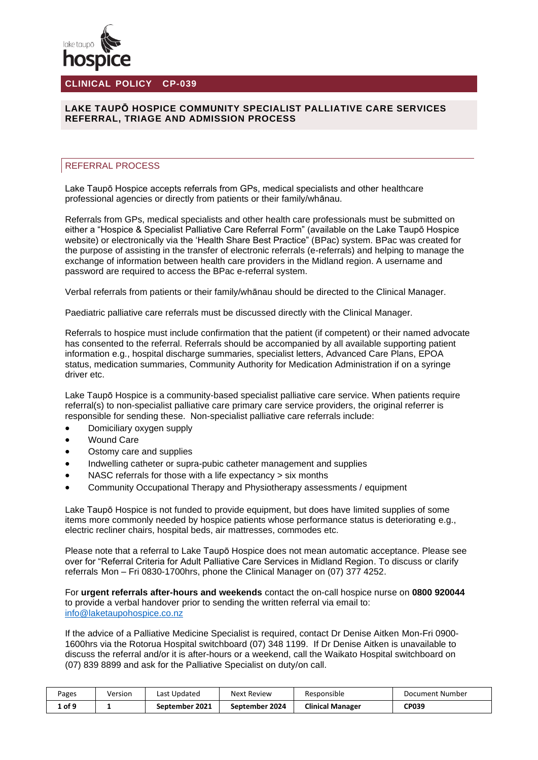# CLINICAL POLICY CP-039

## LAKE TAUPŌ HOSPICE COMMUNITY SPECIALIST PALLIATIVE CARE SERVICES REFERRAL, TRIAGE AND ADMISSION PROCESS

### REFERRAL PROCESS

Lake Taupō Hospice accepts referrals from GPs, medical specialists and other healthcare professional agencies or directly from patients or their family/whānau.

Referrals from GPs, medical specialists and other health care professionals must be submitted on either a "Hospice & Specialist Palliative Care Referral Form" (available on the Lake Taupō Hospice website) or electronically via the 'Health Share Best Practice" (BPac) system. BPac was created for the purpose of assisting in the transfer of electronic referrals (e-referrals) and helping to manage the exchange of information between health care providers in the Midland region. A username and password are required to access the BPac e-referral system.

Verbal referrals from patients or their family/whānau should be directed to the Clinical Manager.

Paediatric palliative care referrals must be discussed directly with the Clinical Manager.

Referrals to hospice must include confirmation that the patient (if competent) or their named advocate has consented to the referral. Referrals should be accompanied by all available supporting patient information e.g., hospital discharge summaries, specialist letters, Advanced Care Plans, EPOA status, medication summaries, Community Authority for Medication Administration if on a syringe driver etc.

Lake Taupō Hospice is a community-based specialist palliative care service. When patients require referral(s) to non-specialist palliative care primary care service providers, the original referrer is responsible for sending these. Non-specialist palliative care referrals include:

- Domiciliary oxygen supply
- Wound Care
- Ostomy care and supplies
- Indwelling catheter or supra-pubic catheter management and supplies
- NASC referrals for those with a life expectancy > six months
- Community Occupational Therapy and Physiotherapy assessments / equipment

Lake Taupō Hospice is not funded to provide equipment, but does have limited supplies of some items more commonly needed by hospice patients whose performance status is deteriorating e.g., electric recliner chairs, hospital beds, air mattresses, commodes etc.

Please note that a referral to Lake Taupō Hospice does not mean automatic acceptance. Please see over for "Referral Criteria for Adult Palliative Care Services in Midland Region. To discuss or clarify referrals Mon – Fri 0830-1700hrs, phone the Clinical Manager on (07) 377 4252.

For **urgent referrals after-hours and weekends** contact the on-call hospice nurse on **0800 920044** to provide a verbal handover prior to sending the written referral via email to: info@laketaupohospice.co.nz

If the advice of a Palliative Medicine Specialist is required, contact Dr Denise Aitken Mon-Fri 0900-1600hrs via the Rotorua Hospital switchboard (07) 348 1199. If Dr Denise Aitken is unavailable to discuss the referral and/or it is after-hours or a weekend, call the Waikato Hospital switchboard on (07) 839 8899 and ask for the Palliative Specialist on duty/on call.

| Pages | Version | Last Updated | Next Review | Responsible | Document Number |
|---|---|---|---|---|---|
| **1 of 9** | **1** | **September 2021** | **September 2024** | **Clinical Manager** | **CP039** |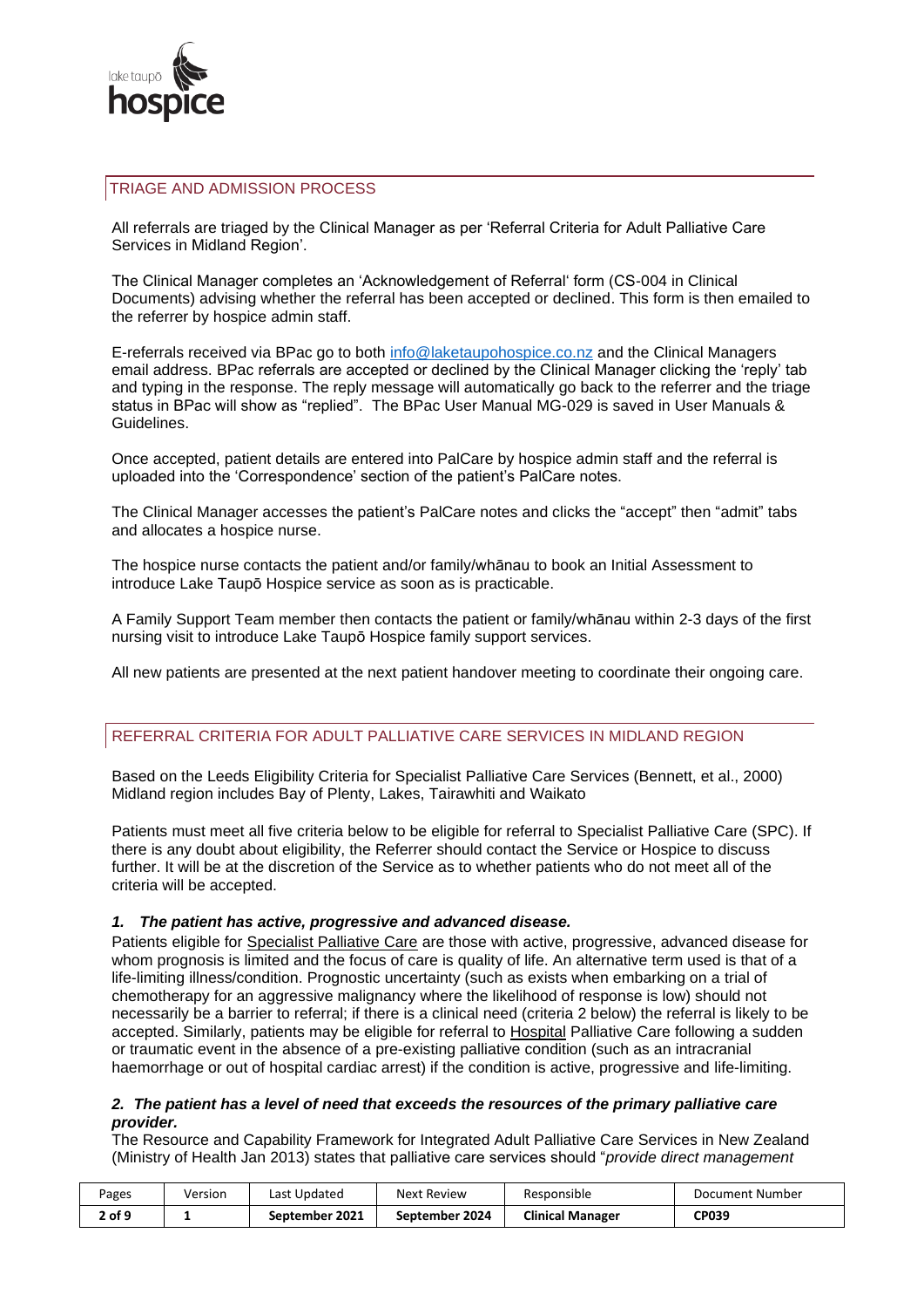## TRIAGE AND ADMISSION PROCESS

All referrals are triaged by the Clinical Manager as per 'Referral Criteria for Adult Palliative Care Services in Midland Region'.

The Clinical Manager completes an 'Acknowledgement of Referral' form (CS-004 in Clinical Documents) advising whether the referral has been accepted or declined. This form is then emailed to the referrer by hospice admin staff.

E-referrals received via BPac go to both info@laketaupohospice.co.nz and the Clinical Managers email address. BPac referrals are accepted or declined by the Clinical Manager clicking the 'reply' tab and typing in the response. The reply message will automatically go back to the referrer and the triage status in BPac will show as "replied". The BPac User Manual MG-029 is saved in User Manuals & Guidelines.

Once accepted, patient details are entered into PalCare by hospice admin staff and the referral is uploaded into the 'Correspondence' section of the patient's PalCare notes.

The Clinical Manager accesses the patient's PalCare notes and clicks the "accept" then "admit" tabs and allocates a hospice nurse.

The hospice nurse contacts the patient and/or family/whānau to book an Initial Assessment to introduce Lake Taupō Hospice service as soon as is practicable.

A Family Support Team member then contacts the patient or family/whānau within 2-3 days of the first nursing visit to introduce Lake Taupō Hospice family support services.

All new patients are presented at the next patient handover meeting to coordinate their ongoing care.

## REFERRAL CRITERIA FOR ADULT PALLIATIVE CARE SERVICES IN MIDLAND REGION

Based on the Leeds Eligibility Criteria for Specialist Palliative Care Services (Bennett, et al., 2000) Midland region includes Bay of Plenty, Lakes, Tairawhiti and Waikato

Patients must meet all five criteria below to be eligible for referral to Specialist Palliative Care (SPC). If there is any doubt about eligibility, the Referrer should contact the Service or Hospice to discuss further. It will be at the discretion of the Service as to whether patients who do not meet all of the criteria will be accepted.

### *1. The patient has active, progressive and advanced disease.*

Patients eligible for Specialist Palliative Care are those with active, progressive, advanced disease for whom prognosis is limited and the focus of care is quality of life. An alternative term used is that of a life-limiting illness/condition. Prognostic uncertainty (such as exists when embarking on a trial of chemotherapy for an aggressive malignancy where the likelihood of response is low) should not necessarily be a barrier to referral; if there is a clinical need (criteria 2 below) the referral is likely to be accepted. Similarly, patients may be eligible for referral to Hospital Palliative Care following a sudden or traumatic event in the absence of a pre-existing palliative condition (such as an intracranial haemorrhage or out of hospital cardiac arrest) if the condition is active, progressive and life-limiting.

### *2. The patient has a level of need that exceeds the resources of the primary palliative care provider.*

The Resource and Capability Framework for Integrated Adult Palliative Care Services in New Zealand (Ministry of Health Jan 2013) states that palliative care services should "*provide direct management*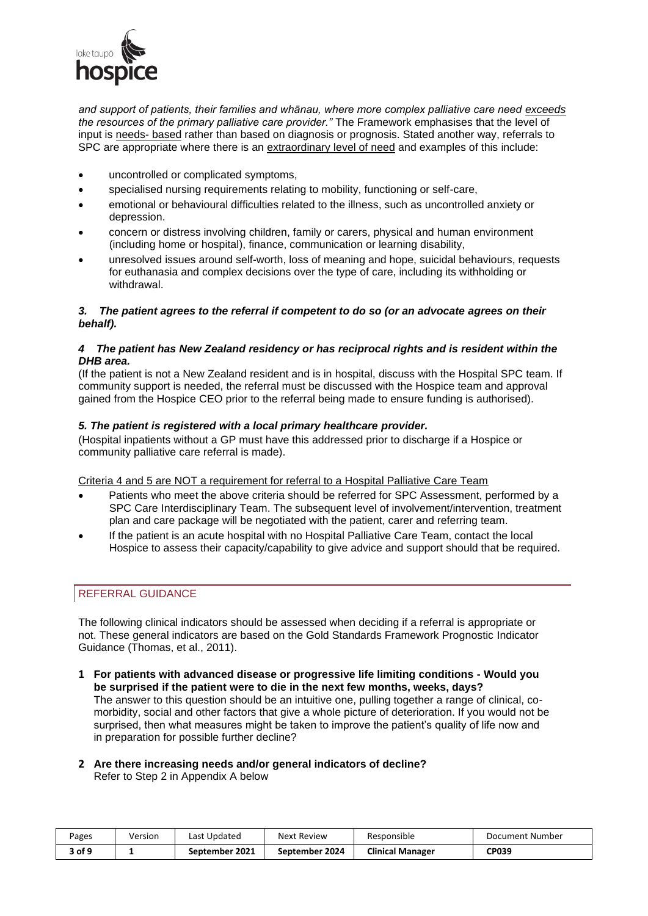*and support of patients, their families and whānau, where more complex palliative care need exceeds the resources of the primary palliative care provider."* The Framework emphasises that the level of input is needs- based rather than based on diagnosis or prognosis. Stated another way, referrals to SPC are appropriate where there is an extraordinary level of need and examples of this include:

- uncontrolled or complicated symptoms,
- specialised nursing requirements relating to mobility, functioning or self-care,
- emotional or behavioural difficulties related to the illness, such as uncontrolled anxiety or depression.
- concern or distress involving children, family or carers, physical and human environment (including home or hospital), finance, communication or learning disability,
- unresolved issues around self-worth, loss of meaning and hope, suicidal behaviours, requests for euthanasia and complex decisions over the type of care, including its withholding or withdrawal.

***3. The patient agrees to the referral if competent to do so (or an advocate agrees on their behalf).***

***4 The patient has New Zealand residency or has reciprocal rights and is resident within the DHB area.***

(If the patient is not a New Zealand resident and is in hospital, discuss with the Hospital SPC team. If community support is needed, the referral must be discussed with the Hospice team and approval gained from the Hospice CEO prior to the referral being made to ensure funding is authorised).

***5. The patient is registered with a local primary healthcare provider.***

(Hospital inpatients without a GP must have this addressed prior to discharge if a Hospice or community palliative care referral is made).

Criteria 4 and 5 are NOT a requirement for referral to a Hospital Palliative Care Team

- Patients who meet the above criteria should be referred for SPC Assessment, performed by a SPC Care Interdisciplinary Team. The subsequent level of involvement/intervention, treatment plan and care package will be negotiated with the patient, carer and referring team.
- If the patient is an acute hospital with no Hospital Palliative Care Team, contact the local Hospice to assess their capacity/capability to give advice and support should that be required.

## REFERRAL GUIDANCE

The following clinical indicators should be assessed when deciding if a referral is appropriate or not. These general indicators are based on the Gold Standards Framework Prognostic Indicator Guidance (Thomas, et al., 2011).

**1 For patients with advanced disease or progressive life limiting conditions - Would you be surprised if the patient were to die in the next few months, weeks, days?**
The answer to this question should be an intuitive one, pulling together a range of clinical, co-morbidity, social and other factors that give a whole picture of deterioration. If you would not be surprised, then what measures might be taken to improve the patient's quality of life now and in preparation for possible further decline?

**2 Are there increasing needs and/or general indicators of decline?**
Refer to Step 2 in Appendix A below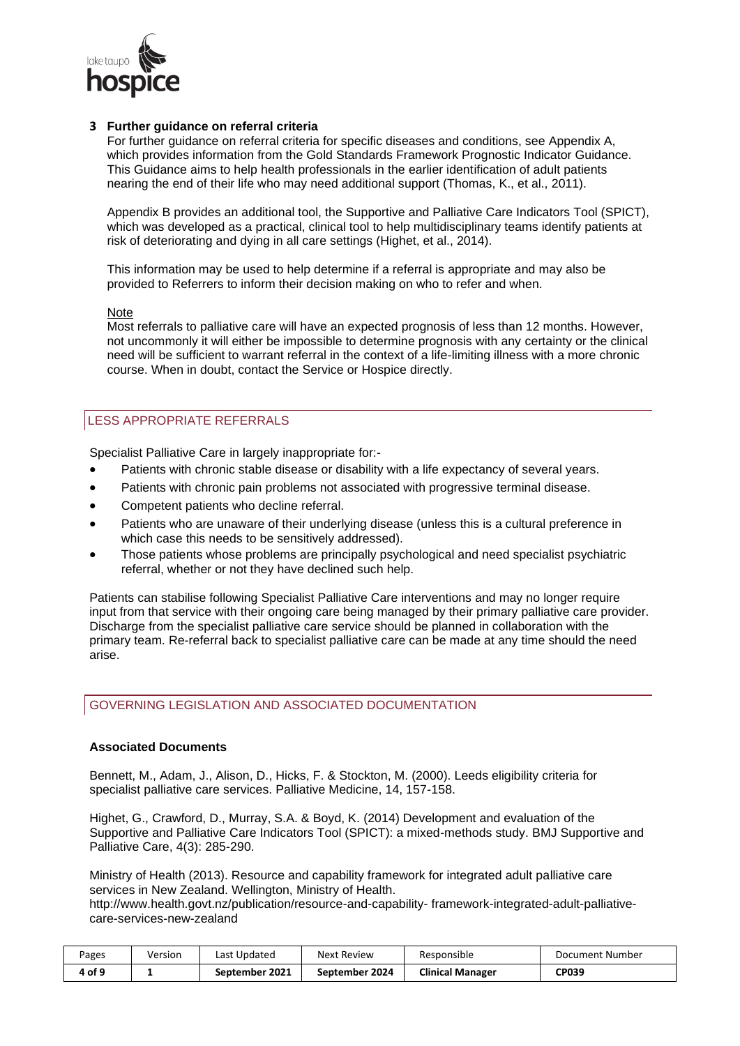### 3 Further guidance on referral criteria

For further guidance on referral criteria for specific diseases and conditions, see Appendix A, which provides information from the Gold Standards Framework Prognostic Indicator Guidance. This Guidance aims to help health professionals in the earlier identification of adult patients nearing the end of their life who may need additional support (Thomas, K., et al., 2011).

Appendix B provides an additional tool, the Supportive and Palliative Care Indicators Tool (SPICT), which was developed as a practical, clinical tool to help multidisciplinary teams identify patients at risk of deteriorating and dying in all care settings (Highet, et al., 2014).

This information may be used to help determine if a referral is appropriate and may also be provided to Referrers to inform their decision making on who to refer and when.

Note

Most referrals to palliative care will have an expected prognosis of less than 12 months. However, not uncommonly it will either be impossible to determine prognosis with any certainty or the clinical need will be sufficient to warrant referral in the context of a life-limiting illness with a more chronic course. When in doubt, contact the Service or Hospice directly.

## LESS APPROPRIATE REFERRALS

Specialist Palliative Care in largely inappropriate for:-

- Patients with chronic stable disease or disability with a life expectancy of several years.
- Patients with chronic pain problems not associated with progressive terminal disease.
- Competent patients who decline referral.
- Patients who are unaware of their underlying disease (unless this is a cultural preference in which case this needs to be sensitively addressed).
- Those patients whose problems are principally psychological and need specialist psychiatric referral, whether or not they have declined such help.

Patients can stabilise following Specialist Palliative Care interventions and may no longer require input from that service with their ongoing care being managed by their primary palliative care provider. Discharge from the specialist palliative care service should be planned in collaboration with the primary team. Re-referral back to specialist palliative care can be made at any time should the need arise.

## GOVERNING LEGISLATION AND ASSOCIATED DOCUMENTATION

**Associated Documents**

Bennett, M., Adam, J., Alison, D., Hicks, F. & Stockton, M. (2000). Leeds eligibility criteria for specialist palliative care services. Palliative Medicine, 14, 157-158.

Highet, G., Crawford, D., Murray, S.A. & Boyd, K. (2014) Development and evaluation of the Supportive and Palliative Care Indicators Tool (SPICT): a mixed-methods study. BMJ Supportive and Palliative Care, 4(3): 285-290.

Ministry of Health (2013). Resource and capability framework for integrated adult palliative care services in New Zealand. Wellington, Ministry of Health.
http://www.health.govt.nz/publication/resource-and-capability- framework-integrated-adult-palliative-care-services-new-zealand

| Pages | Version | Last Updated | Next Review | Responsible | Document Number |
|---|---|---|---|---|---|
| **4 of 9** | **1** | **September 2021** | **September 2024** | **Clinical Manager** | **CP039** |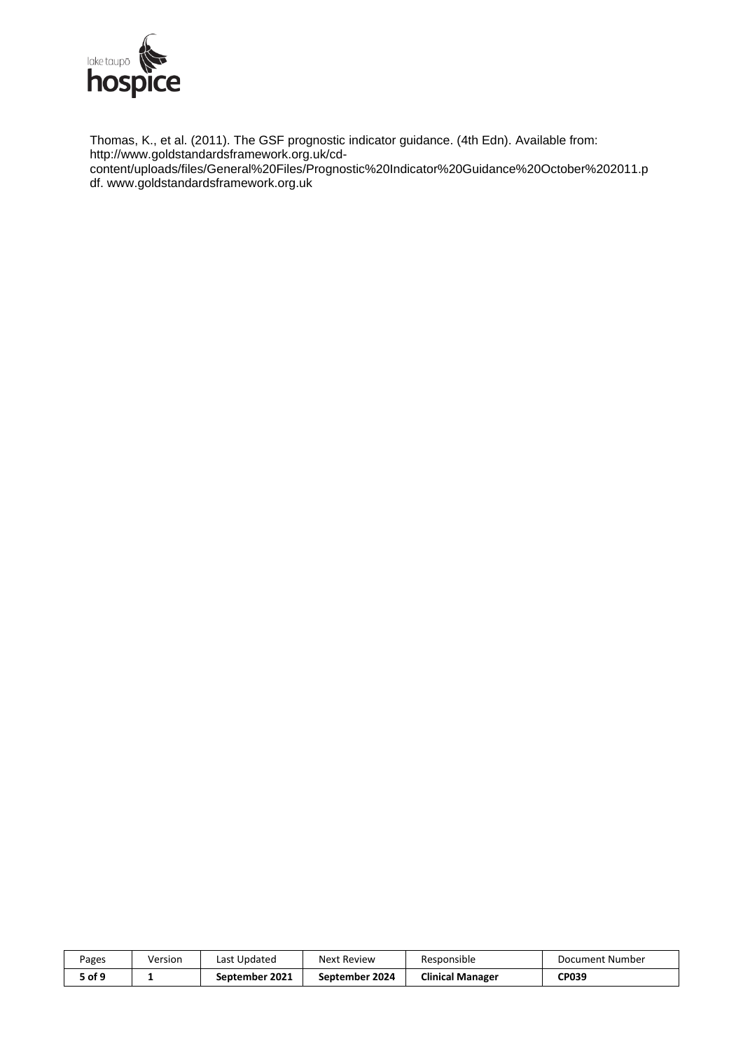Thomas, K., et al. (2011). The GSF prognostic indicator guidance. (4th Edn). Available from: http://www.goldstandardsframework.org.uk/cd-content/uploads/files/General%20Files/Prognostic%20Indicator%20Guidance%20October%202011.pdf. www.goldstandardsframework.org.uk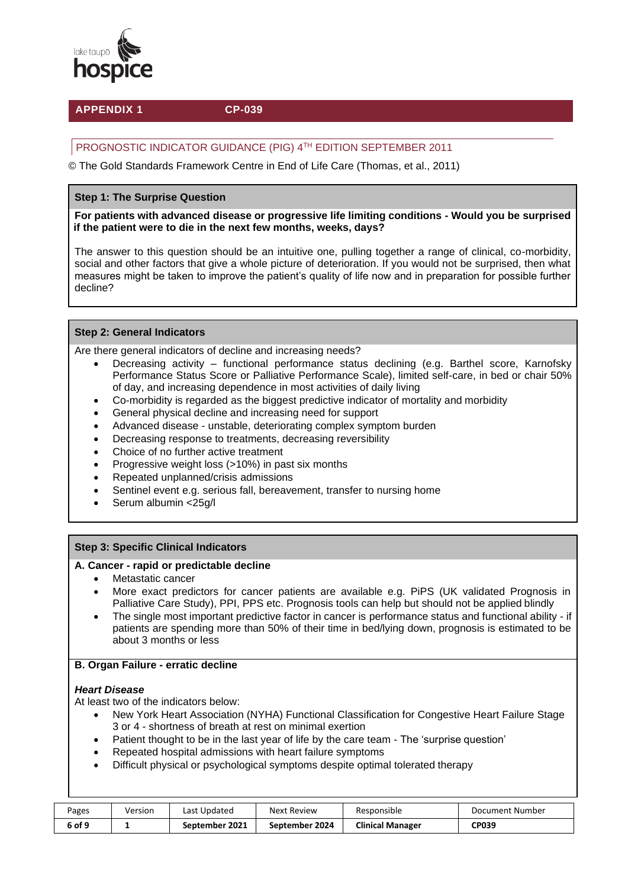**APPENDIX 1** **CP-039**

## PROGNOSTIC INDICATOR GUIDANCE (PIG) 4TH EDITION SEPTEMBER 2011

© The Gold Standards Framework Centre in End of Life Care (Thomas, et al., 2011)

### Step 1: The Surprise Question

**For patients with advanced disease or progressive life limiting conditions - Would you be surprised if the patient were to die in the next few months, weeks, days?**

The answer to this question should be an intuitive one, pulling together a range of clinical, co-morbidity, social and other factors that give a whole picture of deterioration. If you would not be surprised, then what measures might be taken to improve the patient's quality of life now and in preparation for possible further decline?

### Step 2: General Indicators

Are there general indicators of decline and increasing needs?

- Decreasing activity – functional performance status declining (e.g. Barthel score, Karnofsky Performance Status Score or Palliative Performance Scale), limited self-care, in bed or chair 50% of day, and increasing dependence in most activities of daily living
- Co-morbidity is regarded as the biggest predictive indicator of mortality and morbidity
- General physical decline and increasing need for support
- Advanced disease - unstable, deteriorating complex symptom burden
- Decreasing response to treatments, decreasing reversibility
- Choice of no further active treatment
- Progressive weight loss (>10%) in past six months
- Repeated unplanned/crisis admissions
- Sentinel event e.g. serious fall, bereavement, transfer to nursing home
- Serum albumin <25g/l

### Step 3: Specific Clinical Indicators

**A. Cancer - rapid or predictable decline**

- Metastatic cancer
- More exact predictors for cancer patients are available e.g. PiPS (UK validated Prognosis in Palliative Care Study), PPI, PPS etc. Prognosis tools can help but should not be applied blindly
- The single most important predictive factor in cancer is performance status and functional ability - if patients are spending more than 50% of their time in bed/lying down, prognosis is estimated to be about 3 months or less

**B. Organ Failure - erratic decline**

***Heart Disease***

At least two of the indicators below:

- New York Heart Association (NYHA) Functional Classification for Congestive Heart Failure Stage 3 or 4 - shortness of breath at rest on minimal exertion
- Patient thought to be in the last year of life by the care team - The 'surprise question'
- Repeated hospital admissions with heart failure symptoms
- Difficult physical or psychological symptoms despite optimal tolerated therapy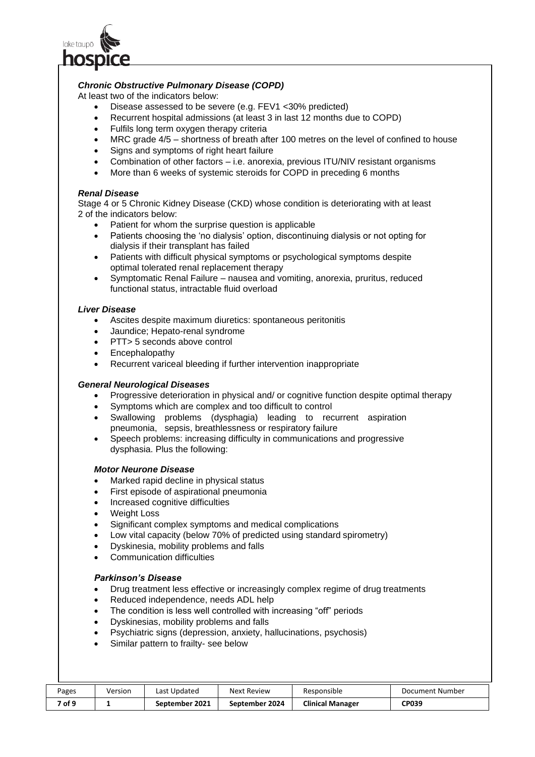### *Chronic Obstructive Pulmonary Disease (COPD)*

At least two of the indicators below:

- Disease assessed to be severe (e.g. FEV1 <30% predicted)
- Recurrent hospital admissions (at least 3 in last 12 months due to COPD)
- Fulfils long term oxygen therapy criteria
- MRC grade 4/5 – shortness of breath after 100 metres on the level of confined to house
- Signs and symptoms of right heart failure
- Combination of other factors – i.e. anorexia, previous ITU/NIV resistant organisms
- More than 6 weeks of systemic steroids for COPD in preceding 6 months

### *Renal Disease*

Stage 4 or 5 Chronic Kidney Disease (CKD) whose condition is deteriorating with at least 2 of the indicators below:

- Patient for whom the surprise question is applicable
- Patients choosing the 'no dialysis' option, discontinuing dialysis or not opting for dialysis if their transplant has failed
- Patients with difficult physical symptoms or psychological symptoms despite optimal tolerated renal replacement therapy
- Symptomatic Renal Failure – nausea and vomiting, anorexia, pruritus, reduced functional status, intractable fluid overload

### *Liver Disease*

- Ascites despite maximum diuretics: spontaneous peritonitis
- Jaundice; Hepato-renal syndrome
- PTT> 5 seconds above control
- Encephalopathy
- Recurrent variceal bleeding if further intervention inappropriate

### *General Neurological Diseases*

- Progressive deterioration in physical and/ or cognitive function despite optimal therapy
- Symptoms which are complex and too difficult to control
- Swallowing problems (dysphagia) leading to recurrent aspiration pneumonia, sepsis, breathlessness or respiratory failure
- Speech problems: increasing difficulty in communications and progressive dysphasia. Plus the following:

#### *Motor Neurone Disease*

- Marked rapid decline in physical status
- First episode of aspirational pneumonia
- Increased cognitive difficulties
- Weight Loss
- Significant complex symptoms and medical complications
- Low vital capacity (below 70% of predicted using standard spirometry)
- Dyskinesia, mobility problems and falls
- Communication difficulties

#### *Parkinson's Disease*

- Drug treatment less effective or increasingly complex regime of drug treatments
- Reduced independence, needs ADL help
- The condition is less well controlled with increasing "off" periods
- Dyskinesias, mobility problems and falls
- Psychiatric signs (depression, anxiety, hallucinations, psychosis)
- Similar pattern to frailty- see below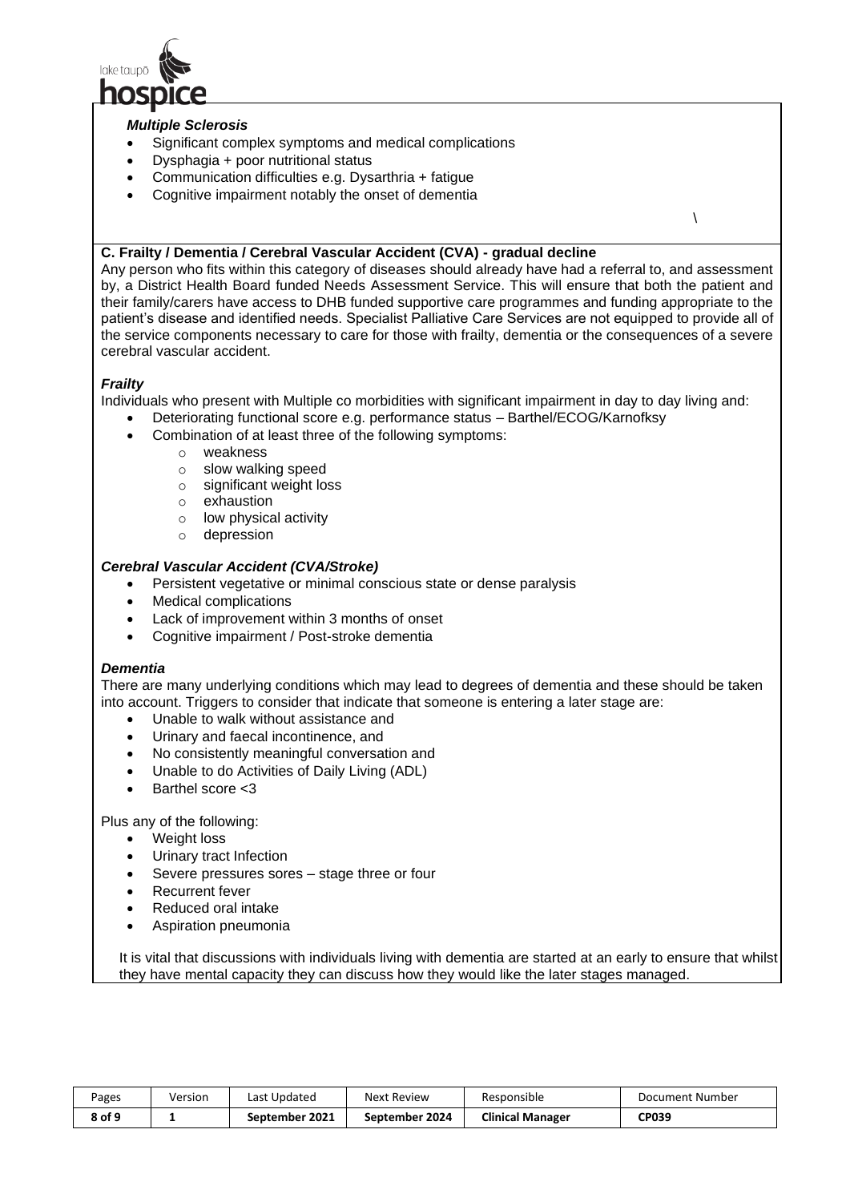### *Multiple Sclerosis*

- Significant complex symptoms and medical complications
- Dysphagia + poor nutritional status
- Communication difficulties e.g. Dysarthria + fatigue
- Cognitive impairment notably the onset of dementia

\

**C. Frailty / Dementia / Cerebral Vascular Accident (CVA) - gradual decline**

Any person who fits within this category of diseases should already have had a referral to, and assessment by, a District Health Board funded Needs Assessment Service. This will ensure that both the patient and their family/carers have access to DHB funded supportive care programmes and funding appropriate to the patient's disease and identified needs. Specialist Palliative Care Services are not equipped to provide all of the service components necessary to care for those with frailty, dementia or the consequences of a severe cerebral vascular accident.

### *Frailty*

Individuals who present with Multiple co morbidities with significant impairment in day to day living and:

- Deteriorating functional score e.g. performance status – Barthel/ECOG/Karnofksy
- Combination of at least three of the following symptoms:
  - weakness
  - slow walking speed
  - significant weight loss
  - exhaustion
  - low physical activity
  - depression

### *Cerebral Vascular Accident (CVA/Stroke)*

- Persistent vegetative or minimal conscious state or dense paralysis
- Medical complications
- Lack of improvement within 3 months of onset
- Cognitive impairment / Post-stroke dementia

### *Dementia*

There are many underlying conditions which may lead to degrees of dementia and these should be taken into account. Triggers to consider that indicate that someone is entering a later stage are:

- Unable to walk without assistance and
- Urinary and faecal incontinence, and
- No consistently meaningful conversation and
- Unable to do Activities of Daily Living (ADL)
- Barthel score <3

Plus any of the following:

- Weight loss
- Urinary tract Infection
- Severe pressures sores – stage three or four
- Recurrent fever
- Reduced oral intake
- Aspiration pneumonia

It is vital that discussions with individuals living with dementia are started at an early to ensure that whilst they have mental capacity they can discuss how they would like the later stages managed.

| Pages | Version | Last Updated | Next Review | Responsible | Document Number |
|---|---|---|---|---|---|
| **8 of 9** | **1** | **September 2021** | **September 2024** | **Clinical Manager** | **CP039** |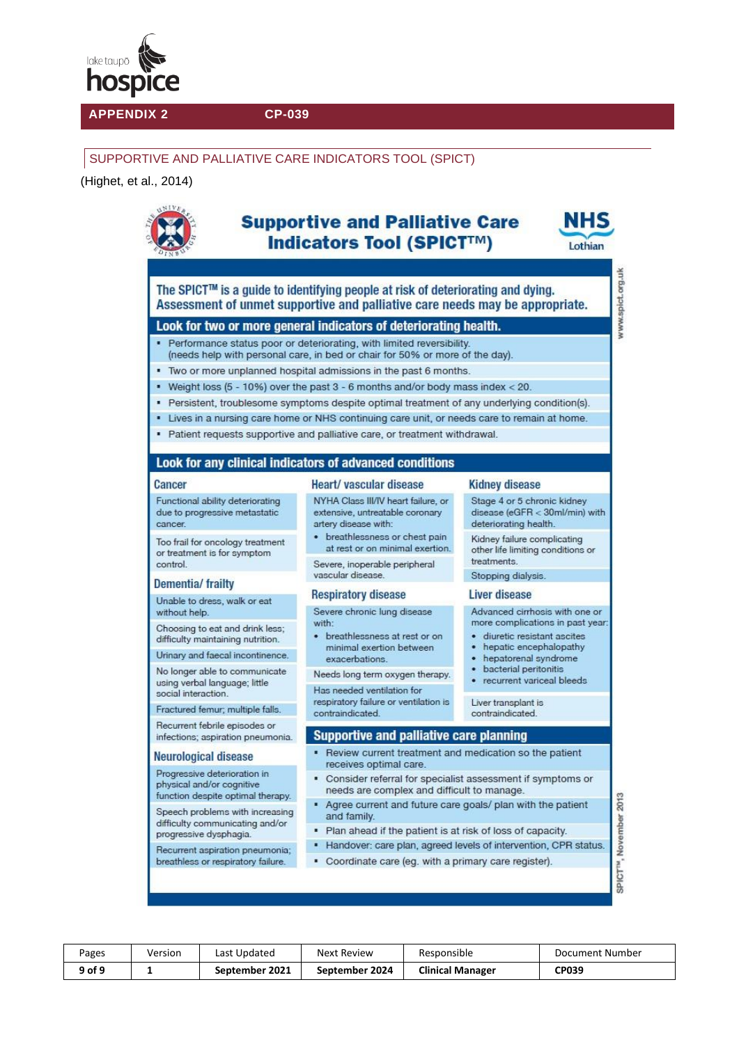APPENDIX 2 CP-039

## SUPPORTIVE AND PALLIATIVE CARE INDICATORS TOOL (SPICT)

(Highet, et al., 2014)

# Supportive and Palliative Care Indicators Tool (SPICT™)

www.spict.org.uk

**The SPICT™ is a guide to identifying people at risk of deteriorating and dying. Assessment of unmet supportive and palliative care needs may be appropriate.**

## Look for two or more general indicators of deteriorating health.

- Performance status poor or deteriorating, with limited reversibility. (needs help with personal care, in bed or chair for 50% or more of the day).
- Two or more unplanned hospital admissions in the past 6 months.
- Weight loss (5 - 10%) over the past 3 - 6 months and/or body mass index < 20.
- Persistent, troublesome symptoms despite optimal treatment of any underlying condition(s).
- Lives in a nursing care home or NHS continuing care unit, or needs care to remain at home.
- Patient requests supportive and palliative care, or treatment withdrawal.

## Look for any clinical indicators of advanced conditions

### Cancer

- Functional ability deteriorating due to progressive metastatic cancer.
- Too frail for oncology treatment or treatment is for symptom control.

### Dementia/ frailty

- Unable to dress, walk or eat without help.
- Choosing to eat and drink less; difficulty maintaining nutrition.
- Urinary and faecal incontinence.
- No longer able to communicate using verbal language; little social interaction.
- Fractured femur; multiple falls.
- Recurrent febrile episodes or infections; aspiration pneumonia.

### Neurological disease

- Progressive deterioration in physical and/or cognitive function despite optimal therapy.
- Speech problems with increasing difficulty communicating and/or progressive dysphagia.
- Recurrent aspiration pneumonia; breathless or respiratory failure.

### Heart/ vascular disease

- NYHA Class III/IV heart failure, or extensive, untreatable coronary artery disease with:
  - breathlessness or chest pain at rest or on minimal exertion.
- Severe, inoperable peripheral vascular disease.

### Respiratory disease

- Severe chronic lung disease with:
  - breathlessness at rest or on minimal exertion between exacerbations.
- Needs long term oxygen therapy.
- Has needed ventilation for respiratory failure or ventilation is contraindicated.

### Kidney disease

- Stage 4 or 5 chronic kidney disease (eGFR < 30ml/min) with deteriorating health.
- Kidney failure complicating other life limiting conditions or treatments.
- Stopping dialysis.

### Liver disease

- Advanced cirrhosis with one or more complications in past year:
  - diuretic resistant ascites
  - hepatic encephalopathy
  - hepatorenal syndrome
  - bacterial peritonitis
  - recurrent variceal bleeds
- Liver transplant is contraindicated.

## Supportive and palliative care planning

- Review current treatment and medication so the patient receives optimal care.
- Consider referral for specialist assessment if symptoms or needs are complex and difficult to manage.
- Agree current and future care goals/ plan with the patient and family.
- Plan ahead if the patient is at risk of loss of capacity.
- Handover: care plan, agreed levels of intervention, CPR status.
- Coordinate care (eg. with a primary care register).

SPICT™, November 2013

| Pages | Version | Last Updated | Next Review | Responsible | Document Number |
|---|---|---|---|---|---|
| **9 of 9** | **1** | **September 2021** | **September 2024** | **Clinical Manager** | **CP039** |